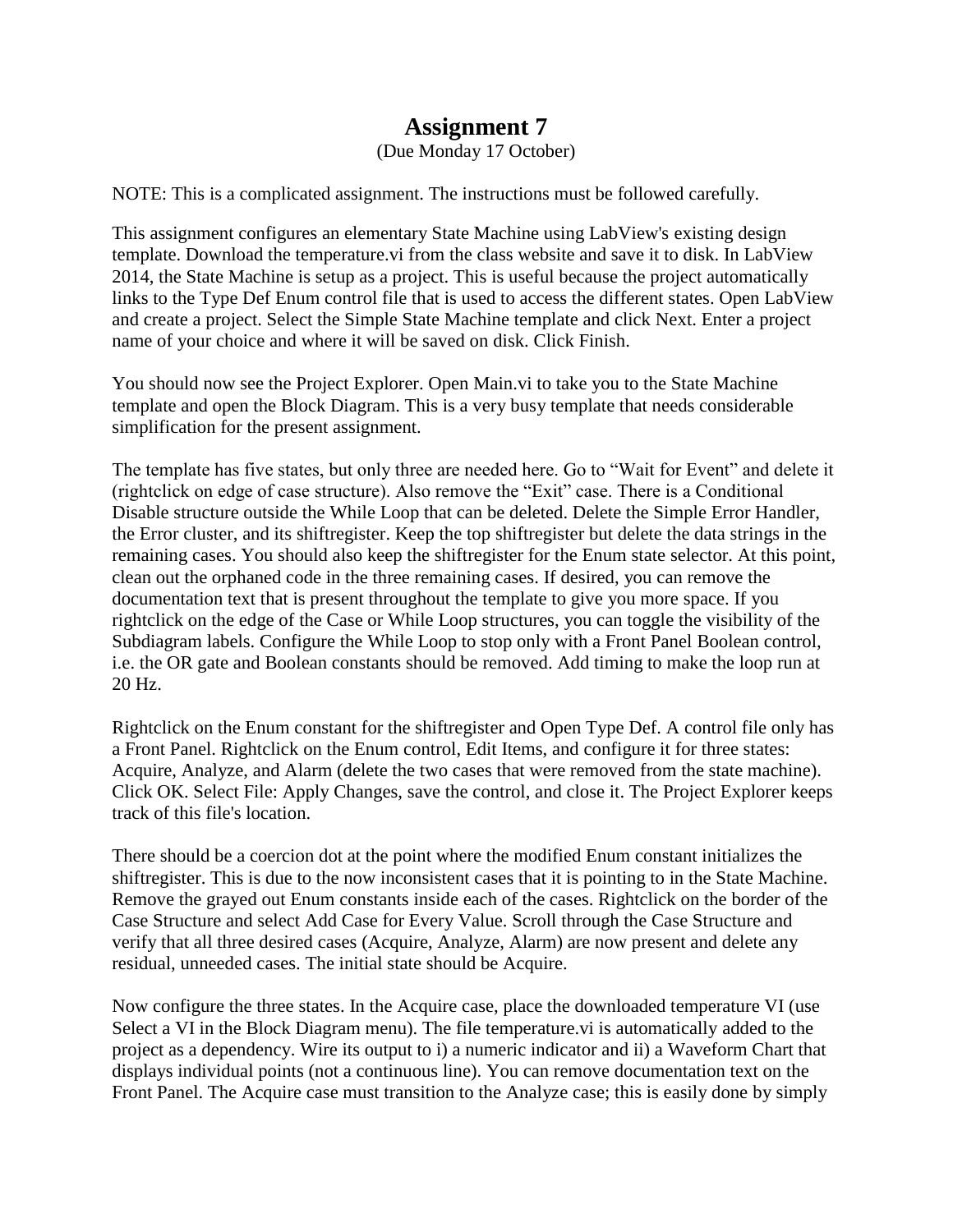# Assignment 7

(Due Monday 17 October)

NOTE: This is a complicated assignment. The instructions must be followed carefully.

This assignment configures an elementary State Machine using LabView's existing design template. Download the temperature.vi from the class website and save it to disk. In LabView 2014, the State Machine is setup as a project. This is useful because the project automatically links to the Type Def Enum control file that is used to access the different states. Open LabView and create a project. Select the Simple State Machine template and click Next. Enter a project name of your choice and where it will be saved on disk. Click Finish.

You should now see the Project Explorer. Open Main.vi to take you to the State Machine template and open the Block Diagram. This is a very busy template that needs considerable simplification for the present assignment.

The template has five states, but only three are needed here. Go to "Wait for Event" and delete it (rightclick on edge of case structure). Also remove the "Exit" case. There is a Conditional Disable structure outside the While Loop that can be deleted. Delete the Simple Error Handler, the Error cluster, and its shiftregister. Keep the top shiftregister but delete the data strings in the remaining cases. You should also keep the shiftregister for the Enum state selector. At this point, clean out the orphaned code in the three remaining cases. If desired, you can remove the documentation text that is present throughout the template to give you more space. If you rightclick on the edge of the Case or While Loop structures, you can toggle the visibility of the Subdiagram labels. Configure the While Loop to stop only with a Front Panel Boolean control, i.e. the OR gate and Boolean constants should be removed. Add timing to make the loop run at 20 Hz.

Rightclick on the Enum constant for the shiftregister and Open Type Def. A control file only has a Front Panel. Rightclick on the Enum control, Edit Items, and configure it for three states: Acquire, Analyze, and Alarm (delete the two cases that were removed from the state machine). Click OK. Select File: Apply Changes, save the control, and close it. The Project Explorer keeps track of this file's location.

There should be a coercion dot at the point where the modified Enum constant initializes the shiftregister. This is due to the now inconsistent cases that it is pointing to in the State Machine. Remove the grayed out Enum constants inside each of the cases. Rightclick on the border of the Case Structure and select Add Case for Every Value. Scroll through the Case Structure and verify that all three desired cases (Acquire, Analyze, Alarm) are now present and delete any residual, unneeded cases. The initial state should be Acquire.

Now configure the three states. In the Acquire case, place the downloaded temperature VI (use Select a VI in the Block Diagram menu). The file temperature.vi is automatically added to the project as a dependency. Wire its output to i) a numeric indicator and ii) a Waveform Chart that displays individual points (not a continuous line). You can remove documentation text on the Front Panel. The Acquire case must transition to the Analyze case; this is easily done by simply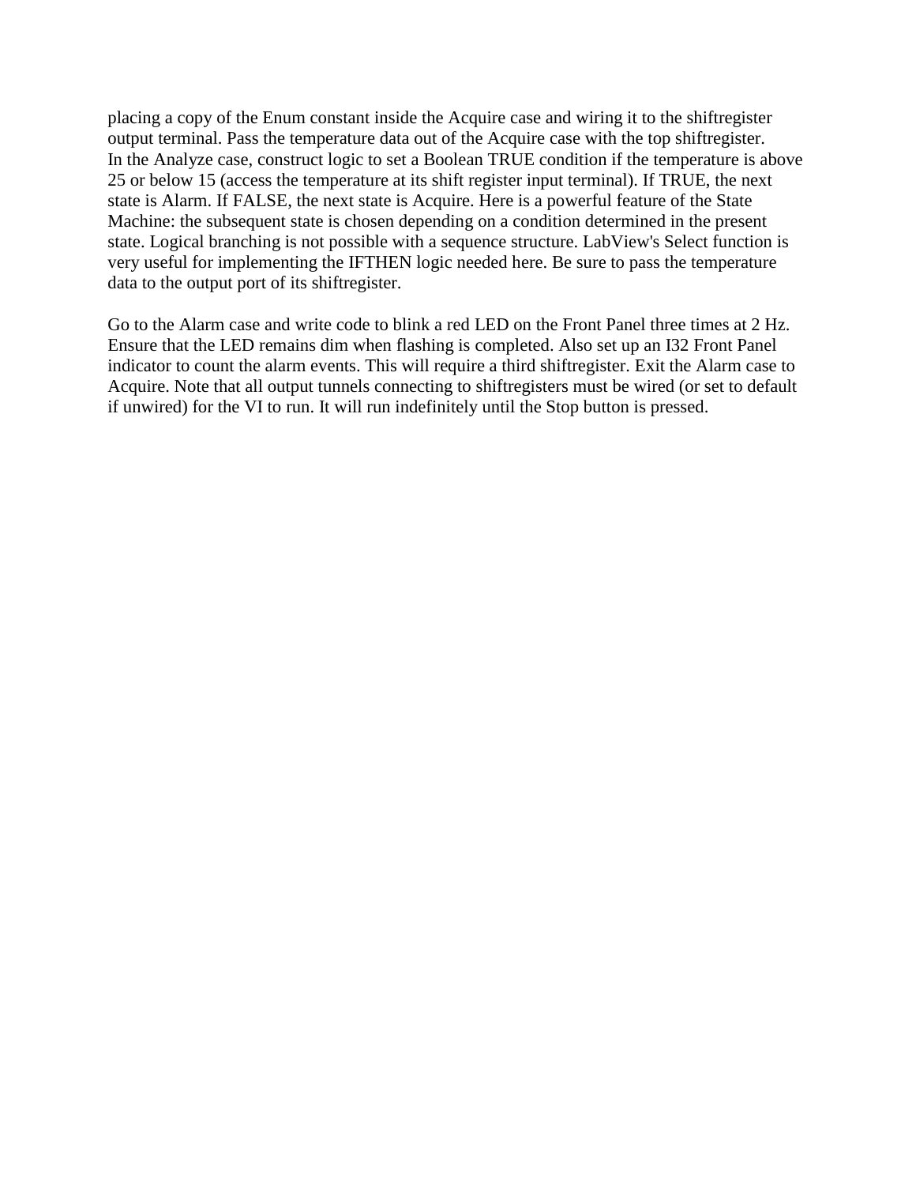placing a copy of the Enum constant inside the Acquire case and wiring it to the shiftregister output terminal. Pass the temperature data out of the Acquire case with the top shiftregister. In the Analyze case, construct logic to set a Boolean TRUE condition if the temperature is above 25 or below 15 (access the temperature at its shift register input terminal). If TRUE, the next state is Alarm. If FALSE, the next state is Acquire. Here is a powerful feature of the State Machine: the subsequent state is chosen depending on a condition determined in the present state. Logical branching is not possible with a sequence structure. LabView's Select function is very useful for implementing the IFTHEN logic needed here. Be sure to pass the temperature data to the output port of its shiftregister.

Go to the Alarm case and write code to blink a red LED on the Front Panel three times at 2 Hz. Ensure that the LED remains dim when flashing is completed. Also set up an I32 Front Panel indicator to count the alarm events. This will require a third shiftregister. Exit the Alarm case to Acquire. Note that all output tunnels connecting to shiftregisters must be wired (or set to default if unwired) for the VI to run. It will run indefinitely until the Stop button is pressed.